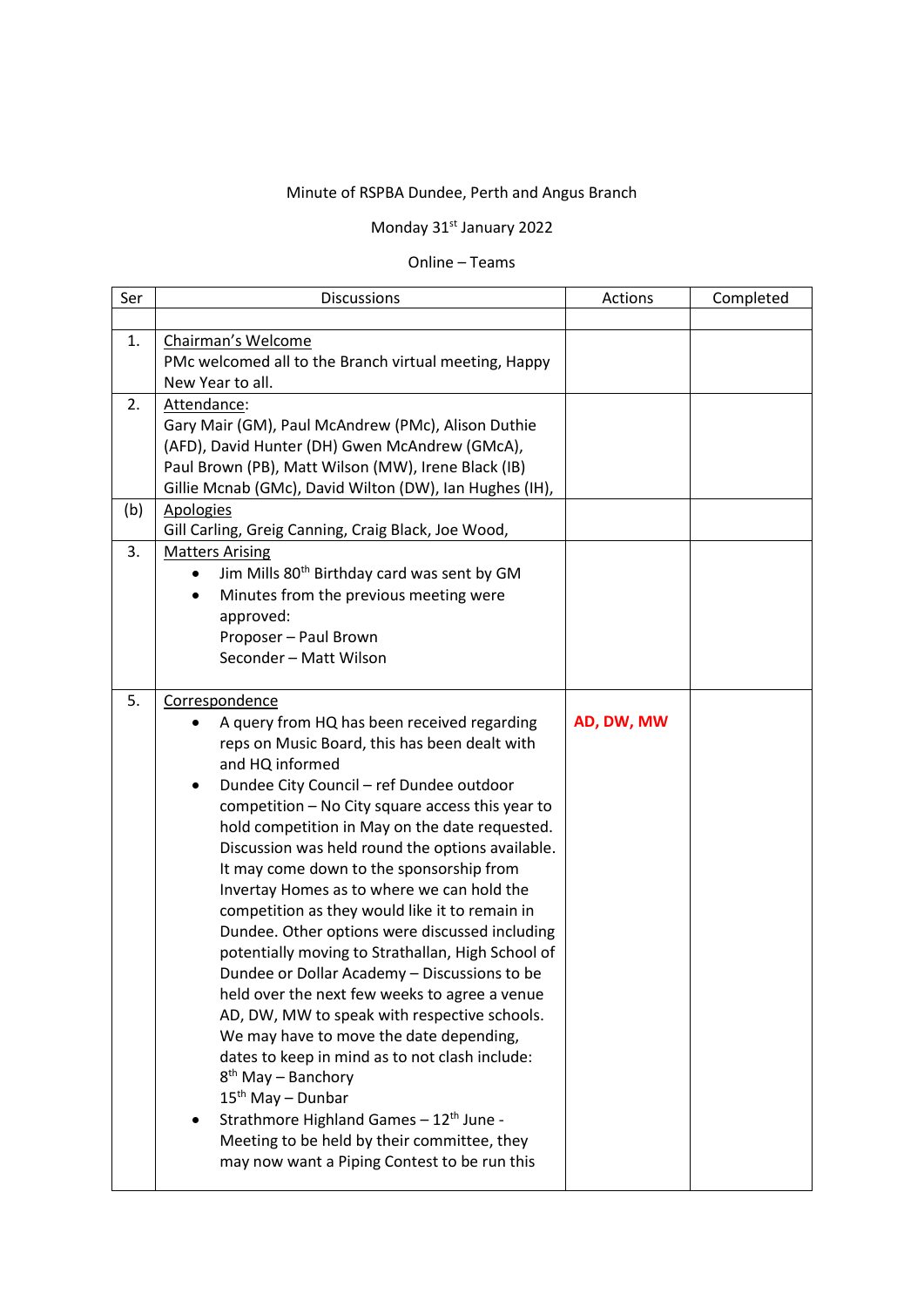Minute of RSPBA Dundee, Perth and Angus Branch

Monday 31st January 2022

Online – Teams

| Ser | Discussions | Actions | Completed |
|---|---|---|---|
| | | | |
| 1. | Chairman's Welcome<br>PMc welcomed all to the Branch virtual meeting, Happy New Year to all. | | |
| 2. | Attendance:<br>Gary Mair (GM), Paul McAndrew (PMc), Alison Duthie (AFD), David Hunter (DH) Gwen McAndrew (GMcA), Paul Brown (PB), Matt Wilson (MW), Irene Black (IB) Gillie Mcnab (GMc), David Wilton (DW), Ian Hughes (IH), | | |
| (b) | Apologies<br>Gill Carling, Greig Canning, Craig Black, Joe Wood, | | |
| 3. | Matters Arising<br>• Jim Mills 80th Birthday card was sent by GM<br>• Minutes from the previous meeting were approved:<br>Proposer – Paul Brown<br>Seconder – Matt Wilson | | |
| 5. | Correspondence<br>• A query from HQ has been received regarding reps on Music Board, this has been dealt with and HQ informed<br>• Dundee City Council – ref Dundee outdoor competition – No City square access this year to hold competition in May on the date requested. Discussion was held round the options available. It may come down to the sponsorship from Invertay Homes as to where we can hold the competition as they would like it to remain in Dundee. Other options were discussed including potentially moving to Strathallan, High School of Dundee or Dollar Academy – Discussions to be held over the next few weeks to agree a venue AD, DW, MW to speak with respective schools. We may have to move the date depending, dates to keep in mind as to not clash include:<br>8th May – Banchory<br>15th May – Dunbar<br>• Strathmore Highland Games – 12th June - Meeting to be held by their committee, they may now want a Piping Contest to be run this | **AD, DW, MW** | |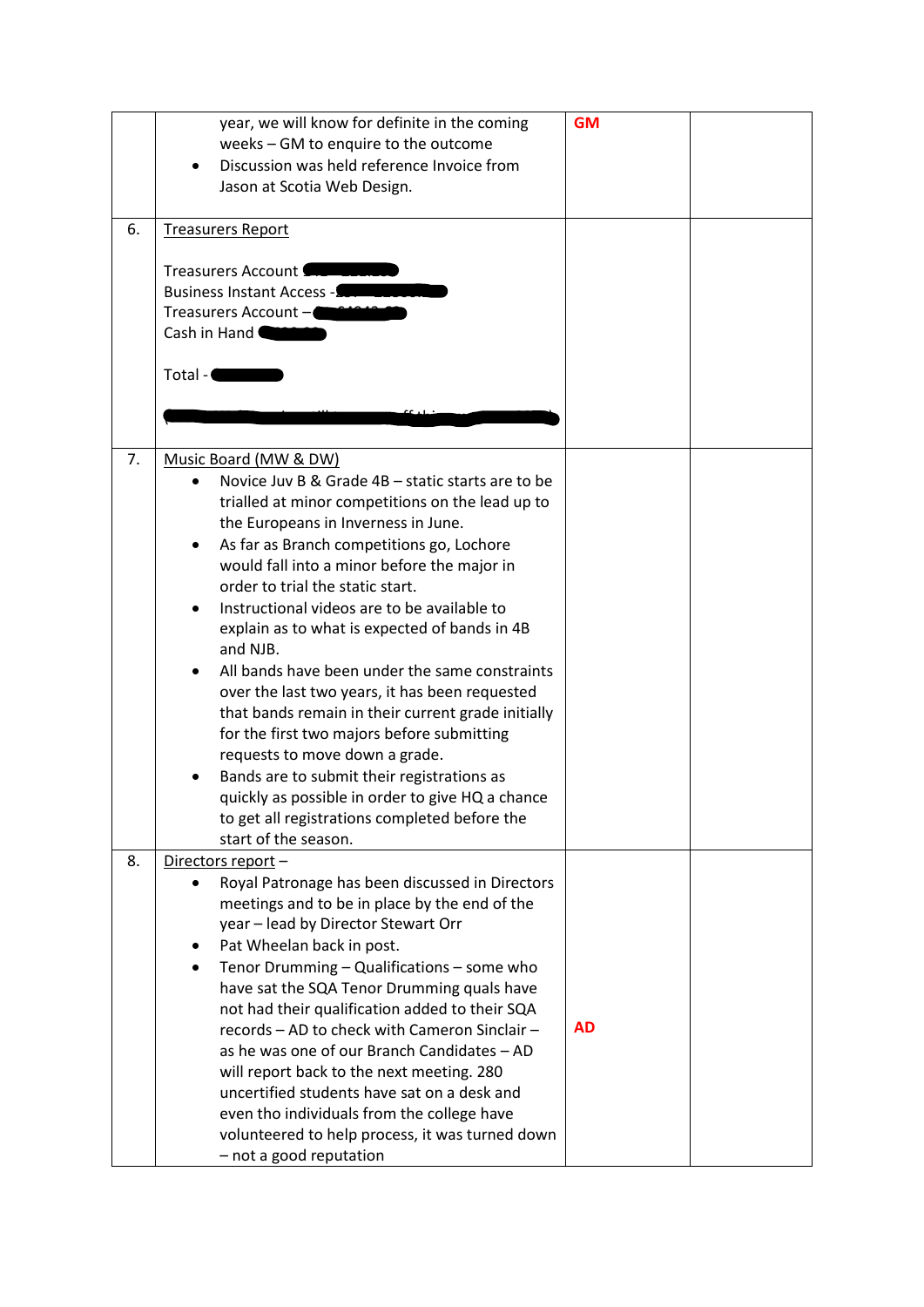| | | | |
|---|---|---|---|
| | year, we will know for definite in the coming weeks – GM to enquire to the outcome<br>• Discussion was held reference Invoice from Jason at Scotia Web Design. | **GM** | |
| 6. | Treasurers Report<br><br>Treasurers Account<br>Business Instant Access -<br>Treasurers Account –<br>Cash in Hand<br><br>Total - | | |
| 7. | Music Board (MW & DW)<br>• Novice Juv B & Grade 4B – static starts are to be trialled at minor competitions on the lead up to the Europeans in Inverness in June.<br>• As far as Branch competitions go, Lochore would fall into a minor before the major in order to trial the static start.<br>• Instructional videos are to be available to explain as to what is expected of bands in 4B and NJB.<br>• All bands have been under the same constraints over the last two years, it has been requested that bands remain in their current grade initially for the first two majors before submitting requests to move down a grade.<br>• Bands are to submit their registrations as quickly as possible in order to give HQ a chance to get all registrations completed before the start of the season. | | |
| 8. | Directors report –<br>• Royal Patronage has been discussed in Directors meetings and to be in place by the end of the year – lead by Director Stewart Orr<br>• Pat Wheelan back in post.<br>• Tenor Drumming – Qualifications – some who have sat the SQA Tenor Drumming quals have not had their qualification added to their SQA records – AD to check with Cameron Sinclair – as he was one of our Branch Candidates – AD will report back to the next meeting. 280 uncertified students have sat on a desk and even tho individuals from the college have volunteered to help process, it was turned down – not a good reputation | **AD** | |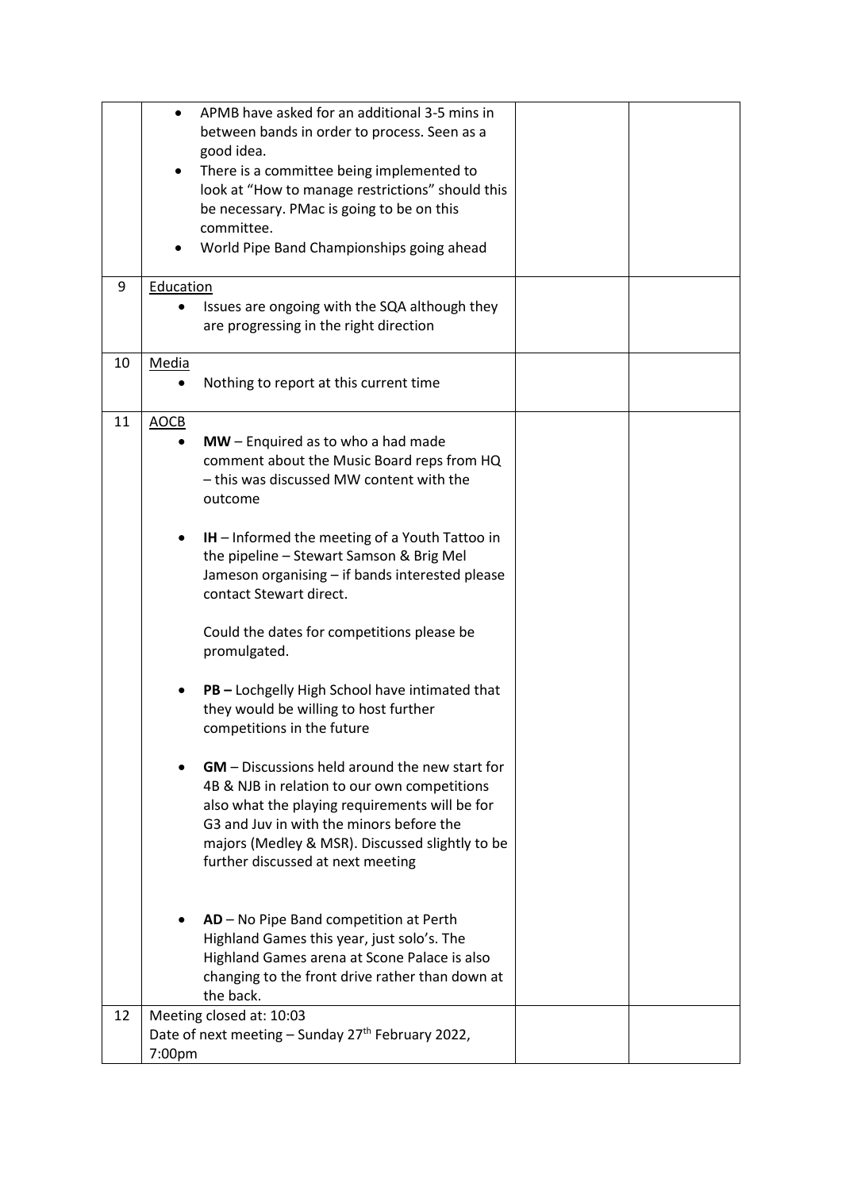| | | | |
|---|---|---|---|
| | • APMB have asked for an additional 3-5 mins in between bands in order to process. Seen as a good idea.<br>• There is a committee being implemented to look at "How to manage restrictions" should this be necessary. PMac is going to be on this committee.<br>• World Pipe Band Championships going ahead | | |
| 9 | <u>Education</u><br>• Issues are ongoing with the SQA although they are progressing in the right direction | | |
| 10 | <u>Media</u><br>• Nothing to report at this current time | | |
| 11 | <u>AOCB</u><br>• **MW** – Enquired as to who a had made comment about the Music Board reps from HQ – this was discussed MW content with the outcome<br><br>• **IH** – Informed the meeting of a Youth Tattoo in the pipeline – Stewart Samson & Brig Mel Jameson organising – if bands interested please contact Stewart direct.<br><br>Could the dates for competitions please be promulgated.<br><br>• **PB –** Lochgelly High School have intimated that they would be willing to host further competitions in the future<br><br>• **GM** – Discussions held around the new start for 4B & NJB in relation to our own competitions also what the playing requirements will be for G3 and Juv in with the minors before the majors (Medley & MSR). Discussed slightly to be further discussed at next meeting<br><br>• **AD** – No Pipe Band competition at Perth Highland Games this year, just solo's. The Highland Games arena at Scone Palace is also changing to the front drive rather than down at the back. | | |
| 12 | Meeting closed at: 10:03<br>Date of next meeting – Sunday 27th February 2022, 7:00pm | | |